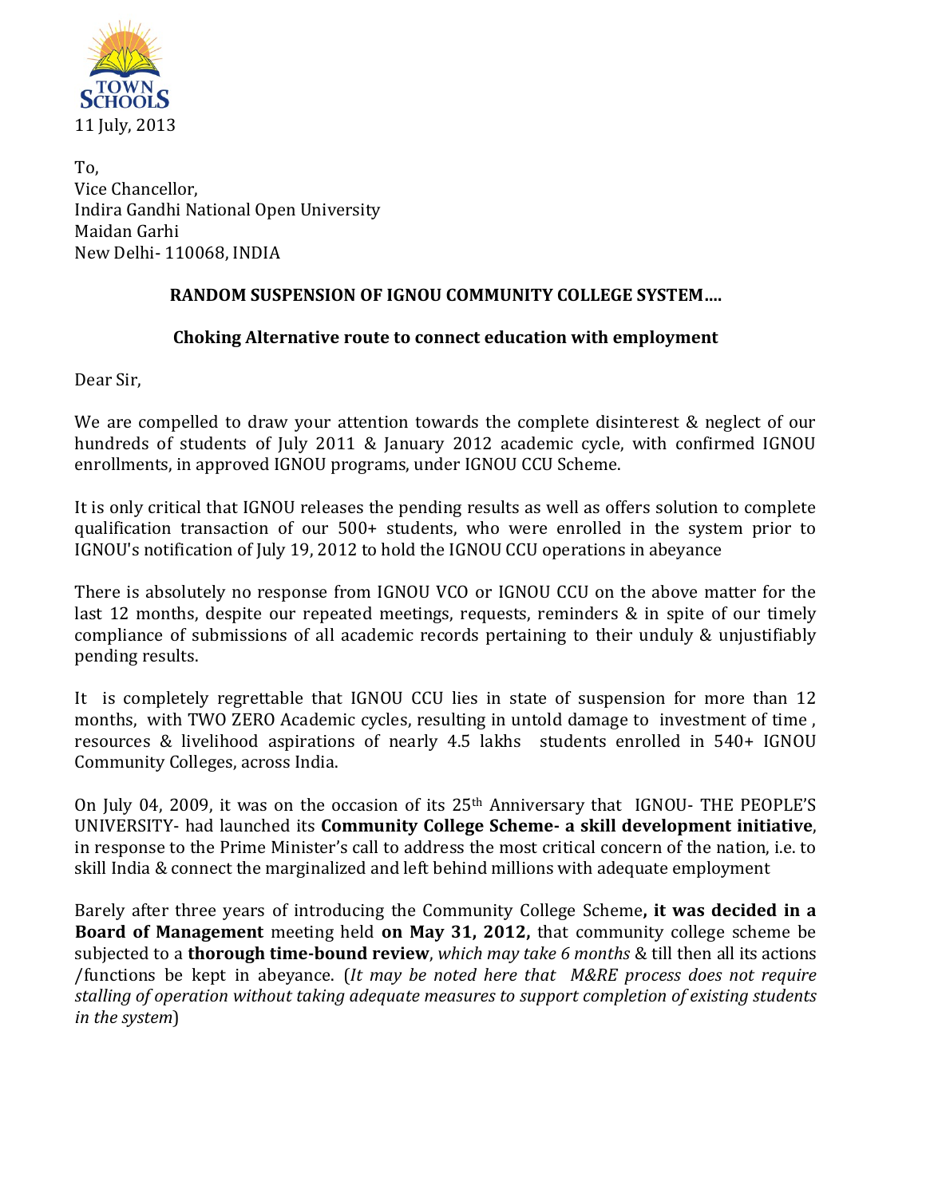TOWN SCHOOLS

11 July, 2013

To,
Vice Chancellor,
Indira Gandhi National Open University
Maidan Garhi
New Delhi- 110068, INDIA

**RANDOM SUSPENSION OF IGNOU COMMUNITY COLLEGE SYSTEM….**

**Choking Alternative route to connect education with employment**

Dear Sir,

We are compelled to draw your attention towards the complete disinterest & neglect of our hundreds of students of July 2011 & January 2012 academic cycle, with confirmed IGNOU enrollments, in approved IGNOU programs, under IGNOU CCU Scheme.

It is only critical that IGNOU releases the pending results as well as offers solution to complete qualification transaction of our 500+ students, who were enrolled in the system prior to IGNOU's notification of July 19, 2012 to hold the IGNOU CCU operations in abeyance

There is absolutely no response from IGNOU VCO or IGNOU CCU on the above matter for the last 12 months, despite our repeated meetings, requests, reminders & in spite of our timely compliance of submissions of all academic records pertaining to their unduly & unjustifiably pending results.

It is completely regrettable that IGNOU CCU lies in state of suspension for more than 12 months, with TWO ZERO Academic cycles, resulting in untold damage to investment of time, resources & livelihood aspirations of nearly 4.5 lakhs students enrolled in 540+ IGNOU Community Colleges, across India.

On July 04, 2009, it was on the occasion of its 25th Anniversary that IGNOU- THE PEOPLE'S UNIVERSITY- had launched its **Community College Scheme- a skill development initiative**, in response to the Prime Minister's call to address the most critical concern of the nation, i.e. to skill India & connect the marginalized and left behind millions with adequate employment

Barely after three years of introducing the Community College Scheme**, it was decided in a Board of Management** meeting held **on May 31, 2012,** that community college scheme be subjected to a **thorough time-bound review**, *which may take 6 months* & till then all its actions /functions be kept in abeyance. (*It may be noted here that M&RE process does not require stalling of operation without taking adequate measures to support completion of existing students in the system*)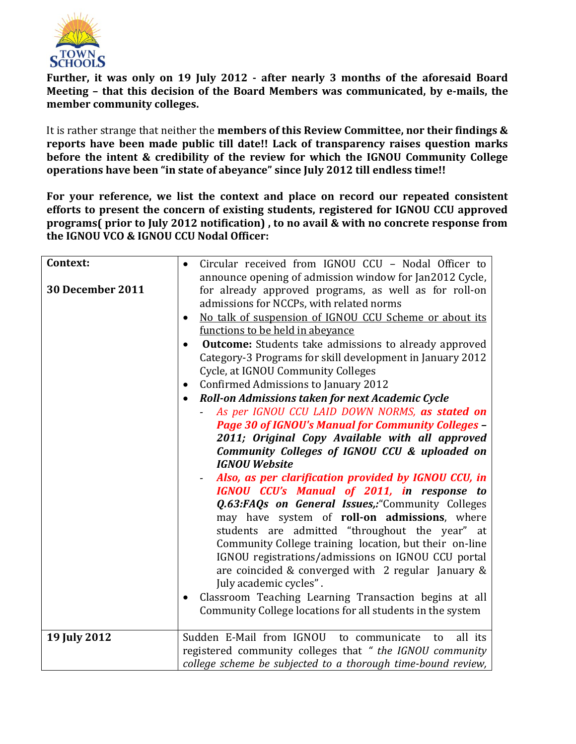**Further, it was only on 19 July 2012 - after nearly 3 months of the aforesaid Board Meeting – that this decision of the Board Members was communicated, by e-mails, the member community colleges.**

It is rather strange that neither the **members of this Review Committee, nor their findings & reports have been made public till date!! Lack of transparency raises question marks before the intent & credibility of the review for which the IGNOU Community College operations have been "in state of abeyance" since July 2012 till endless time!!**

**For your reference, we list the context and place on record our repeated consistent efforts to present the concern of existing students, registered for IGNOU CCU approved programs( prior to July 2012 notification) , to no avail & with no concrete response from the IGNOU VCO & IGNOU CCU Nodal Officer:**

| **Context:** | |
|---|---|
| **30 December 2011** | • Circular received from IGNOU CCU – Nodal Officer to announce opening of admission window for Jan2012 Cycle, for already approved programs, as well as for roll-on admissions for NCCPs, with related norms<br>• No talk of suspension of IGNOU CCU Scheme or about its functions to be held in abeyance<br>• **Outcome:** Students take admissions to already approved Category-3 Programs for skill development in January 2012 Cycle, at IGNOU Community Colleges<br>• Confirmed Admissions to January 2012<br>• ***Roll-on Admissions taken for next Academic Cycle***<br>- *As per IGNOU CCU LAID DOWN NORMS,* ***as stated on Page 30 of IGNOU's Manual for Community Colleges – 2011; Original Copy Available with all approved Community Colleges of IGNOU CCU & uploaded on IGNOU Website***<br>- ***Also, as per clarification provided by IGNOU CCU, in IGNOU CCU's Manual of 2011, in response to Q.63:FAQs on General Issues,:***"Community Colleges may have system of **roll-on admissions**, where students are admitted "throughout the year" at Community College training location, but their on-line IGNOU registrations/admissions on IGNOU CCU portal are coincided & converged with 2 regular January & July academic cycles".<br>• Classroom Teaching Learning Transaction begins at all Community College locations for all students in the system |
| **19 July 2012** | Sudden E-Mail from IGNOU to communicate to all its registered community colleges that *" the IGNOU community college scheme be subjected to a thorough time-bound review,* |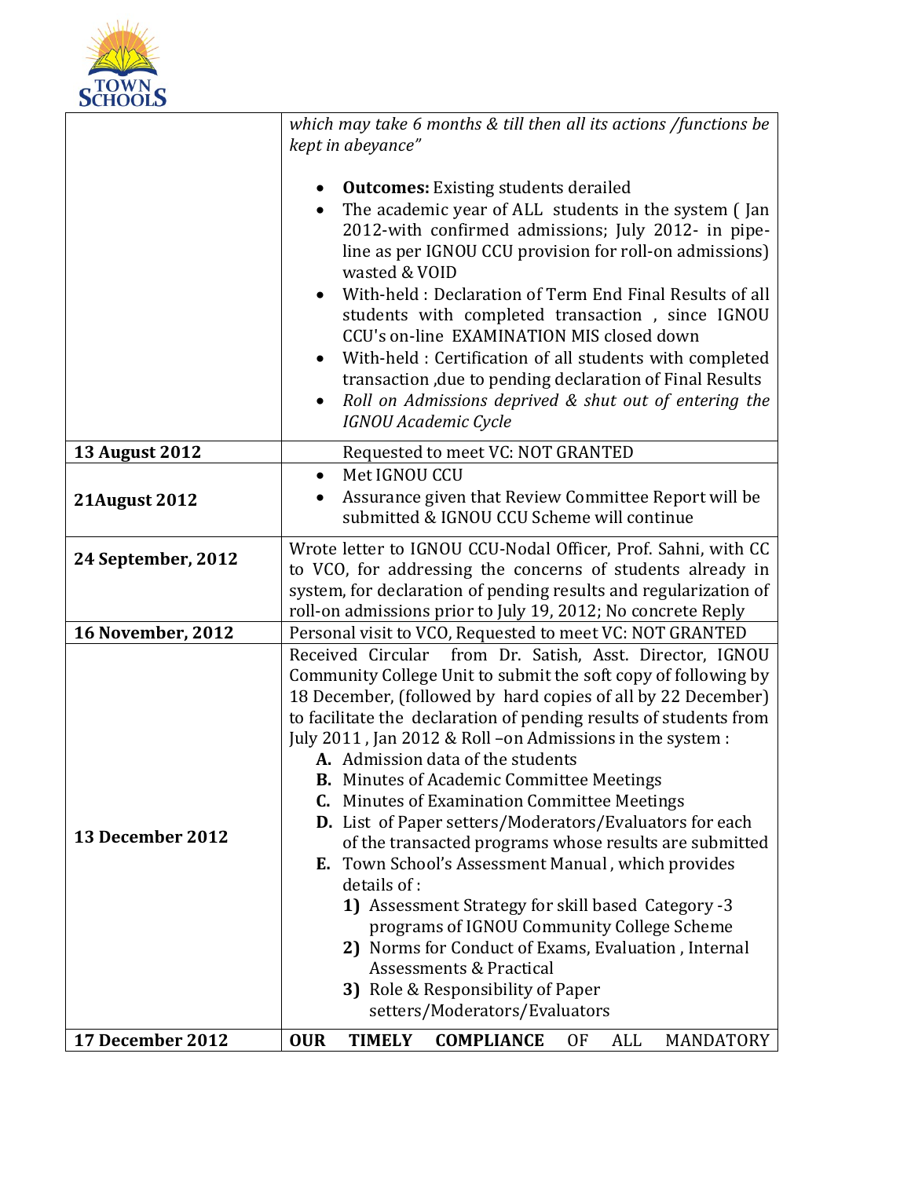| | |
|---|---|
| | *which may take 6 months & till then all its actions /functions be kept in abeyance"*<br><br>• **Outcomes:** Existing students derailed<br>• The academic year of ALL students in the system ( Jan 2012-with confirmed admissions; July 2012- in pipe-line as per IGNOU CCU provision for roll-on admissions) wasted & VOID<br>• With-held : Declaration of Term End Final Results of all students with completed transaction , since IGNOU CCU's on-line EXAMINATION MIS closed down<br>• With-held : Certification of all students with completed transaction ,due to pending declaration of Final Results<br>• *Roll on Admissions deprived & shut out of entering the IGNOU Academic Cycle* |
| **13 August 2012** | Requested to meet VC: NOT GRANTED |
| **21August 2012** | • Met IGNOU CCU<br>• Assurance given that Review Committee Report will be submitted & IGNOU CCU Scheme will continue |
| **24 September, 2012** | Wrote letter to IGNOU CCU-Nodal Officer, Prof. Sahni, with CC to VCO, for addressing the concerns of students already in system, for declaration of pending results and regularization of roll-on admissions prior to July 19, 2012; No concrete Reply |
| **16 November, 2012** | Personal visit to VCO, Requested to meet VC: NOT GRANTED |
| **13 December 2012** | Received Circular from Dr. Satish, Asst. Director, IGNOU Community College Unit to submit the soft copy of following by 18 December, (followed by hard copies of all by 22 December) to facilitate the declaration of pending results of students from July 2011 , Jan 2012 & Roll –on Admissions in the system :<br>**A.** Admission data of the students<br>**B.** Minutes of Academic Committee Meetings<br>**C.** Minutes of Examination Committee Meetings<br>**D.** List of Paper setters/Moderators/Evaluators for each of the transacted programs whose results are submitted<br>**E.** Town School's Assessment Manual , which provides details of :<br>**1)** Assessment Strategy for skill based Category -3 programs of IGNOU Community College Scheme<br>**2)** Norms for Conduct of Exams, Evaluation , Internal Assessments & Practical<br>**3)** Role & Responsibility of Paper setters/Moderators/Evaluators |
| **17 December 2012** | **OUR TIMELY COMPLIANCE** OF ALL MANDATORY |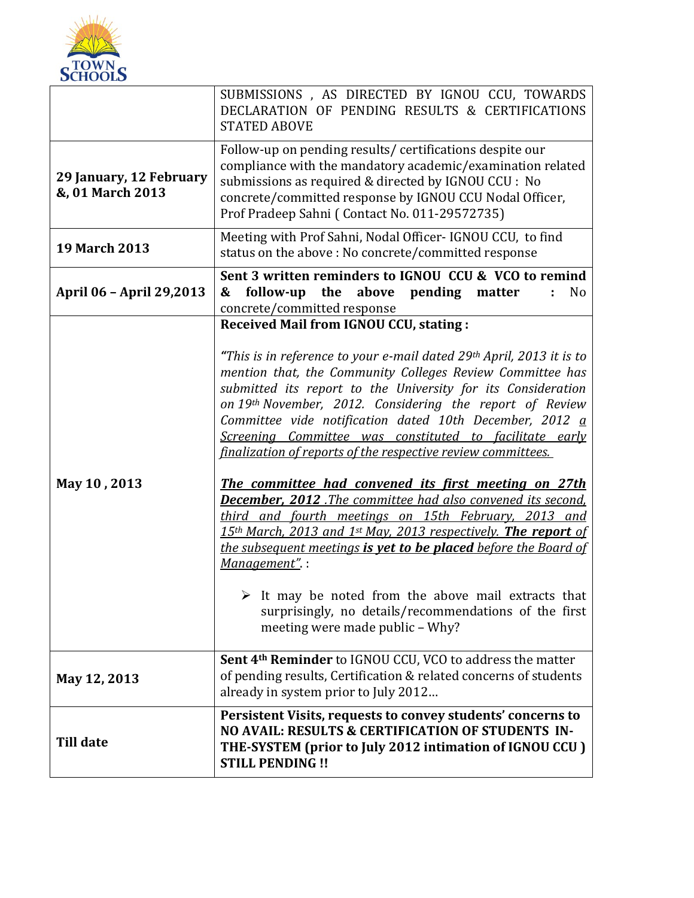| | |
|---|---|
| | SUBMISSIONS , AS DIRECTED BY IGNOU CCU, TOWARDS DECLARATION OF PENDING RESULTS & CERTIFICATIONS STATED ABOVE |
| **29 January, 12 February &, 01 March 2013** | Follow-up on pending results/ certifications despite our compliance with the mandatory academic/examination related submissions as required & directed by IGNOU CCU : No concrete/committed response by IGNOU CCU Nodal Officer, Prof Pradeep Sahni ( Contact No. 011-29572735) |
| **19 March 2013** | Meeting with Prof Sahni, Nodal Officer- IGNOU CCU, to find status on the above : No concrete/committed response |
| **April 06 – April 29,2013** | **Sent 3 written reminders to IGNOU CCU & VCO to remind & follow-up the above pending matter :** No concrete/committed response |
| **May 10 , 2013** | **Received Mail from IGNOU CCU, stating :**<br><br>*"This is in reference to your e-mail dated 29th April, 2013 it is to mention that, the Community Colleges Review Committee has submitted its report to the University for its Consideration on 19th November, 2012. Considering the report of Review Committee vide notification dated 10th December, 2012 <u>a Screening Committee was constituted to facilitate early finalization of reports of the respective review committees.</u>*<br><br>***<u>The committee had convened its first meeting on 27th December, 2012</u>*** *<u>.The committee had also convened its second, third and fourth meetings on 15th February, 2013 and 15th March, 2013 and 1st May, 2013 respectively.</u>* ***<u>The report</u>*** *<u>of the subsequent meetings</u>* ***<u>is yet to be placed</u>*** *<u>before the Board of Management".</u>* :<br><br>➢ It may be noted from the above mail extracts that surprisingly, no details/recommendations of the first meeting were made public – Why? |
| **May 12, 2013** | **Sent 4th Reminder** to IGNOU CCU, VCO to address the matter of pending results, Certification & related concerns of students already in system prior to July 2012… |
| **Till date** | **Persistent Visits, requests to convey students' concerns to NO AVAIL: RESULTS & CERTIFICATION OF STUDENTS IN-THE-SYSTEM (prior to July 2012 intimation of IGNOU CCU ) STILL PENDING !!** |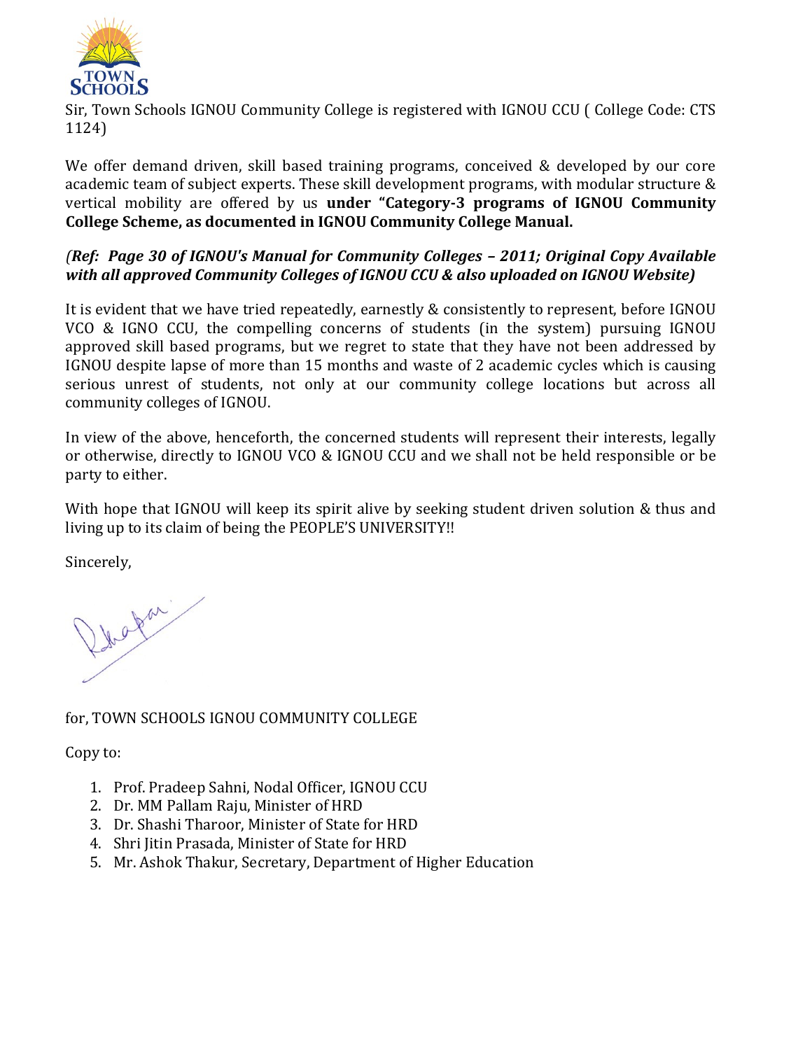Sir, Town Schools IGNOU Community College is registered with IGNOU CCU ( College Code: CTS 1124)

We offer demand driven, skill based training programs, conceived & developed by our core academic team of subject experts. These skill development programs, with modular structure & vertical mobility are offered by us **under "Category-3 programs of IGNOU Community College Scheme, as documented in IGNOU Community College Manual.**

***(Ref: Page 30 of IGNOU's Manual for Community Colleges – 2011; Original Copy Available with all approved Community Colleges of IGNOU CCU & also uploaded on IGNOU Website)***

It is evident that we have tried repeatedly, earnestly & consistently to represent, before IGNOU VCO & IGNO CCU, the compelling concerns of students (in the system) pursuing IGNOU approved skill based programs, but we regret to state that they have not been addressed by IGNOU despite lapse of more than 15 months and waste of 2 academic cycles which is causing serious unrest of students, not only at our community college locations but across all community colleges of IGNOU.

In view of the above, henceforth, the concerned students will represent their interests, legally or otherwise, directly to IGNOU VCO & IGNOU CCU and we shall not be held responsible or be party to either.

With hope that IGNOU will keep its spirit alive by seeking student driven solution & thus and living up to its claim of being the PEOPLE'S UNIVERSITY!!

Sincerely,

for, TOWN SCHOOLS IGNOU COMMUNITY COLLEGE

Copy to:

1. Prof. Pradeep Sahni, Nodal Officer, IGNOU CCU
2. Dr. MM Pallam Raju, Minister of HRD
3. Dr. Shashi Tharoor, Minister of State for HRD
4. Shri Jitin Prasada, Minister of State for HRD
5. Mr. Ashok Thakur, Secretary, Department of Higher Education